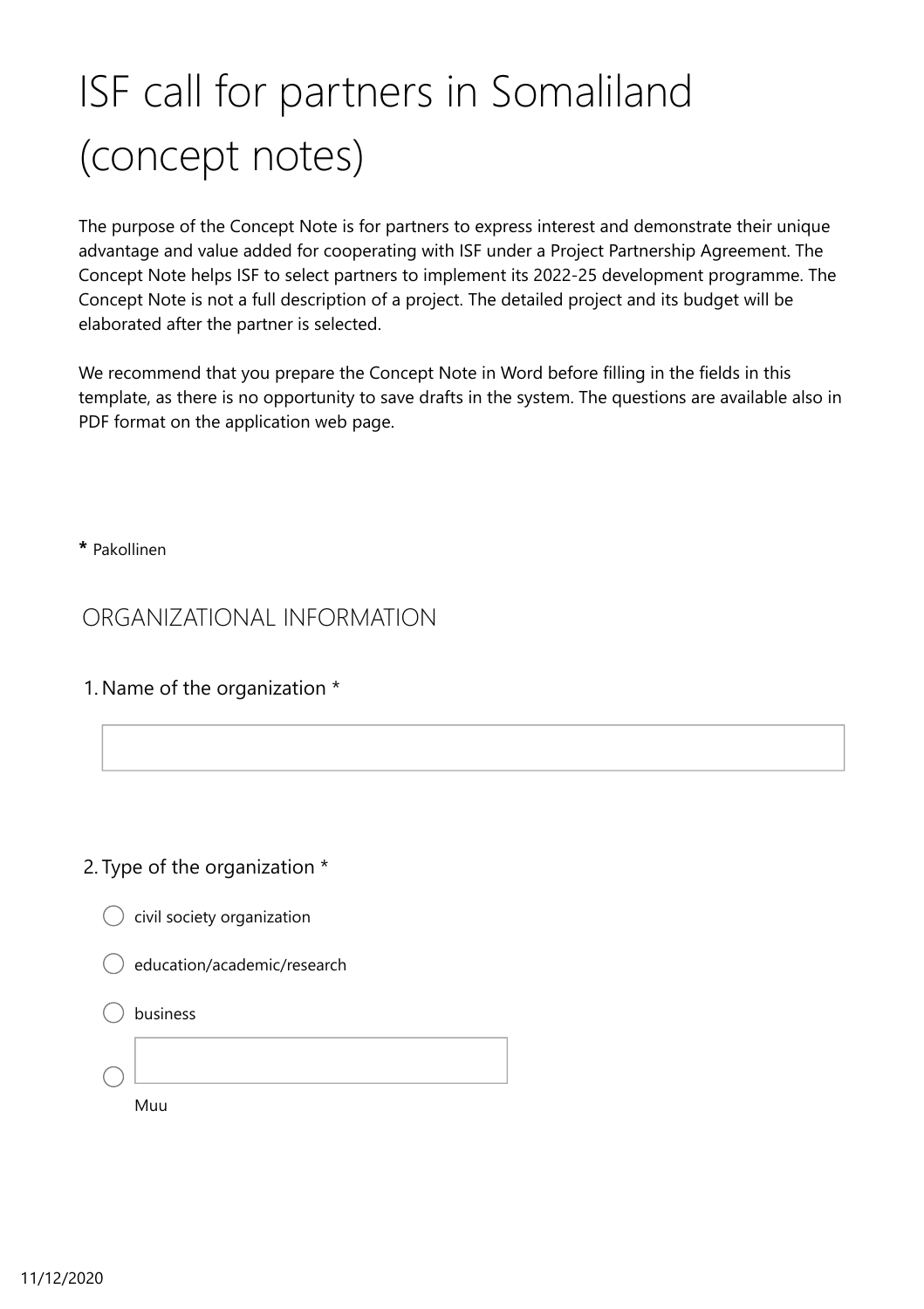# ISF call for partners in Somaliland (concept notes)

The purpose of the Concept Note is for partners to express interest and demonstrate their unique advantage and value added for cooperating with ISF under a Project Partnership Agreement. The Concept Note helps ISF to select partners to implement its 2022-25 development programme. The Concept Note is not a full description of a project. The detailed project and its budget will be elaborated after the partner is selected.

We recommend that you prepare the Concept Note in Word before filling in the fields in this template, as there is no opportunity to save drafts in the system. The questions are available also in PDF format on the application web page.

**\*** Pakollinen

## ORGANIZATIONAL INFORMATION

1. Name of the organization *

2. Type of the organization *

- ◯ civil society organization
- ◯ education/academic/research
- ◯ business
- ◯ Muu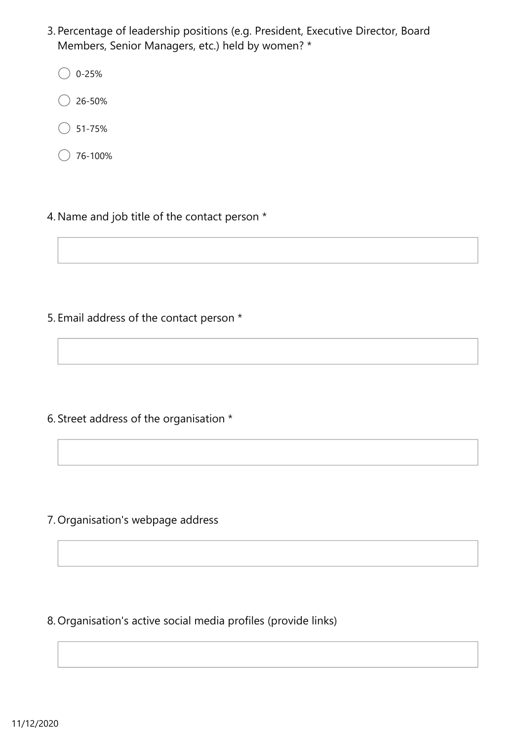3. Percentage of leadership positions (e.g. President, Executive Director, Board Members, Senior Managers, etc.) held by women? *

   - ◯ 0-25%
   - ◯ 26-50%
   - ◯ 51-75%
   - ◯ 76-100%

4. Name and job title of the contact person *

   _______________________________________________

5. Email address of the contact person *

   _______________________________________________

6. Street address of the organisation *

   _______________________________________________

7. Organisation's webpage address

   _______________________________________________

8. Organisation's active social media profiles (provide links)

   _______________________________________________

11/12/2020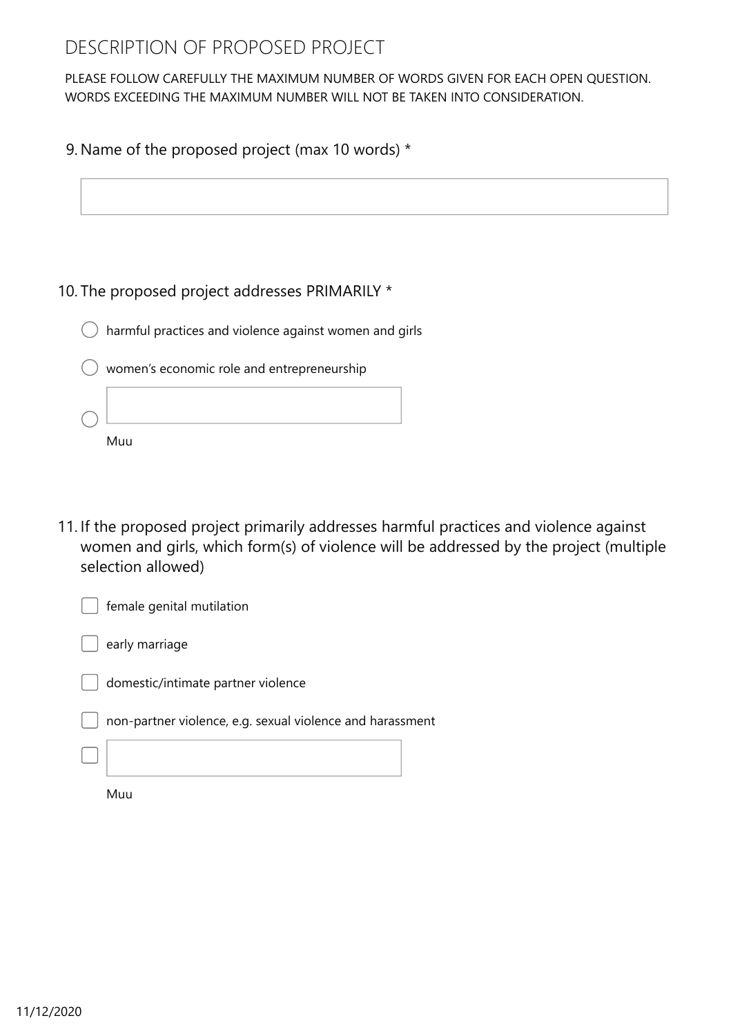# DESCRIPTION OF PROPOSED PROJECT

PLEASE FOLLOW CAREFULLY THE MAXIMUM NUMBER OF WORDS GIVEN FOR EACH OPEN QUESTION. WORDS EXCEEDING THE MAXIMUM NUMBER WILL NOT BE TAKEN INTO CONSIDERATION.

9. Name of the proposed project (max 10 words) *

\_\_\_\_\_\_\_\_\_\_\_\_\_\_\_\_\_\_\_\_\_\_\_\_\_\_\_\_\_\_\_\_\_\_\_\_\_\_\_\_

10. The proposed project addresses PRIMARILY *

- ○ harmful practices and violence against women and girls
- ○ women's economic role and entrepreneurship
- ○ Muu: \_\_\_\_\_\_\_\_\_\_\_\_\_\_\_\_\_\_\_\_

11. If the proposed project primarily addresses harmful practices and violence against women and girls, which form(s) of violence will be addressed by the project (multiple selection allowed)

- [ ] female genital mutilation
- [ ] early marriage
- [ ] domestic/intimate partner violence
- [ ] non-partner violence, e.g. sexual violence and harassment
- [ ] Muu: \_\_\_\_\_\_\_\_\_\_\_\_\_\_\_\_\_\_\_\_

11/12/2020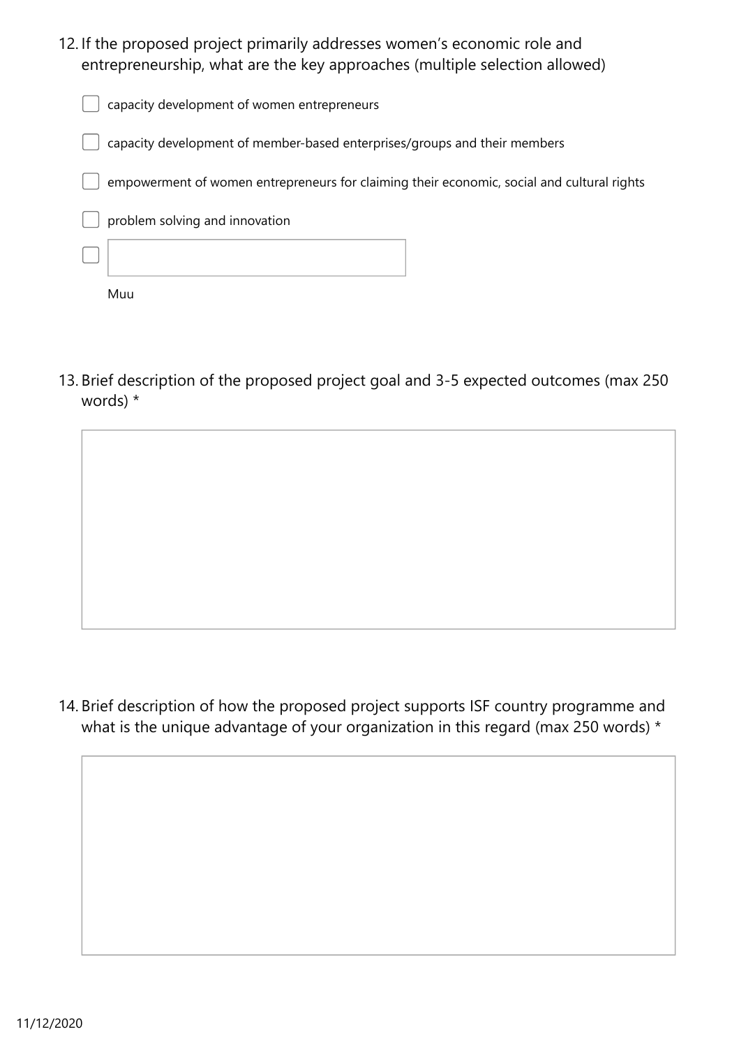12. If the proposed project primarily addresses women's economic role and entrepreneurship, what are the key approaches (multiple selection allowed)

- [ ] capacity development of women entrepreneurs
- [ ] capacity development of member-based enterprises/groups and their members
- [ ] empowerment of women entrepreneurs for claiming their economic, social and cultural rights
- [ ] problem solving and innovation
- [ ] Muu

13. Brief description of the proposed project goal and 3-5 expected outcomes (max 250 words) *

14. Brief description of how the proposed project supports ISF country programme and what is the unique advantage of your organization in this regard (max 250 words) *

11/12/2020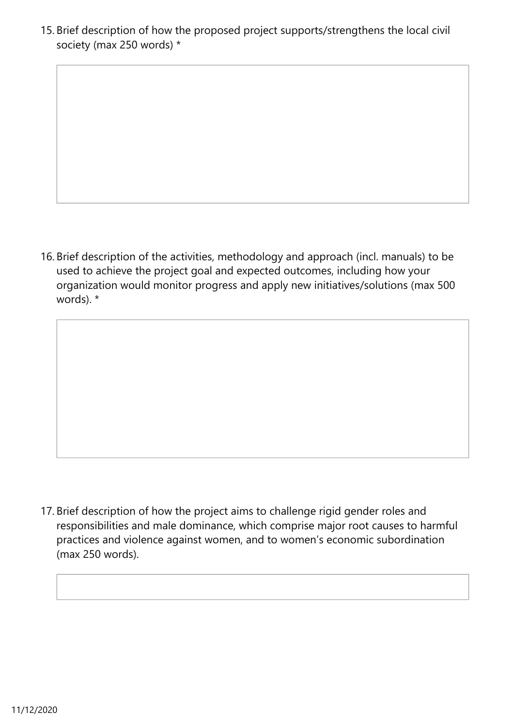15. Brief description of how the proposed project supports/strengthens the local civil society (max 250 words) *

16. Brief description of the activities, methodology and approach (incl. manuals) to be used to achieve the project goal and expected outcomes, including how your organization would monitor progress and apply new initiatives/solutions (max 500 words). *

17. Brief description of how the project aims to challenge rigid gender roles and responsibilities and male dominance, which comprise major root causes to harmful practices and violence against women, and to women's economic subordination (max 250 words).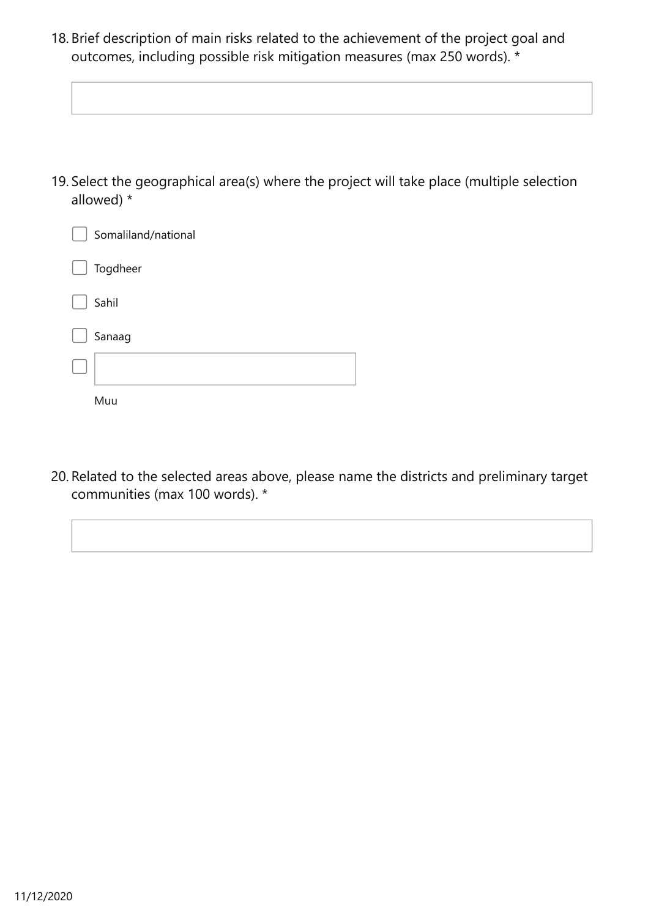18. Brief description of main risks related to the achievement of the project goal and outcomes, including possible risk mitigation measures (max 250 words). *

19. Select the geographical area(s) where the project will take place (multiple selection allowed) *

- [ ] Somaliland/national
- [ ] Togdheer
- [ ] Sahil
- [ ] Sanaag
- [ ] Muu

20. Related to the selected areas above, please name the districts and preliminary target communities (max 100 words). *

11/12/2020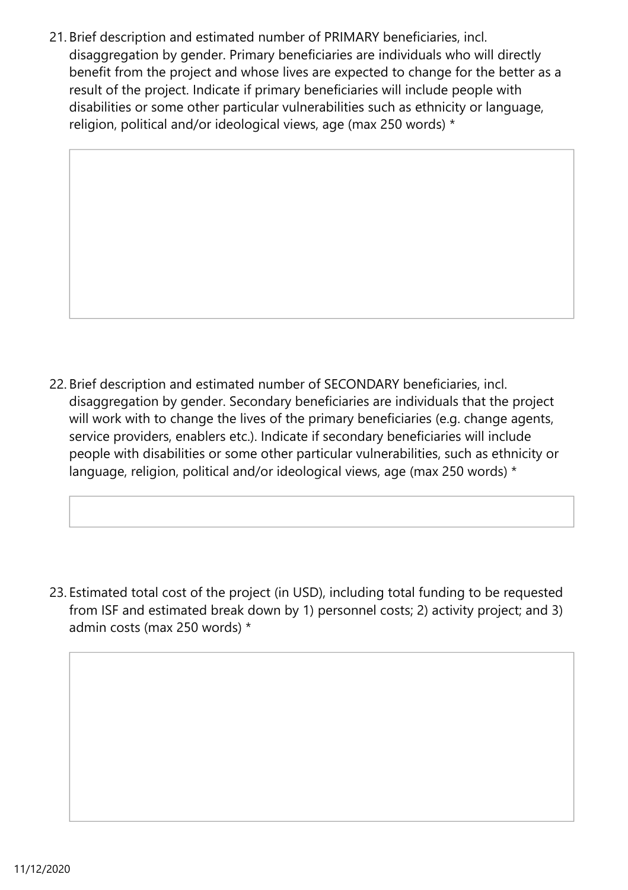21. Brief description and estimated number of PRIMARY beneficiaries, incl. disaggregation by gender. Primary beneficiaries are individuals who will directly benefit from the project and whose lives are expected to change for the better as a result of the project. Indicate if primary beneficiaries will include people with disabilities or some other particular vulnerabilities such as ethnicity or language, religion, political and/or ideological views, age (max 250 words) *

22. Brief description and estimated number of SECONDARY beneficiaries, incl. disaggregation by gender. Secondary beneficiaries are individuals that the project will work with to change the lives of the primary beneficiaries (e.g. change agents, service providers, enablers etc.). Indicate if secondary beneficiaries will include people with disabilities or some other particular vulnerabilities, such as ethnicity or language, religion, political and/or ideological views, age (max 250 words) *

23. Estimated total cost of the project (in USD), including total funding to be requested from ISF and estimated break down by 1) personnel costs; 2) activity project; and 3) admin costs (max 250 words) *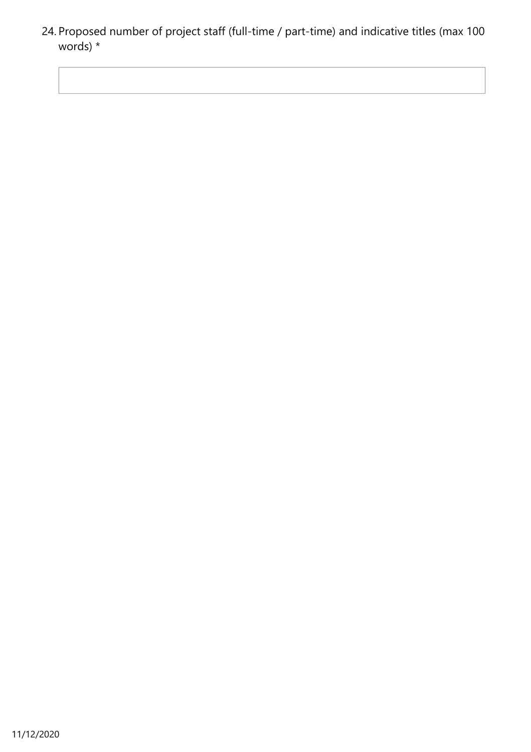24. Proposed number of project staff (full-time / part-time) and indicative titles (max 100 words) *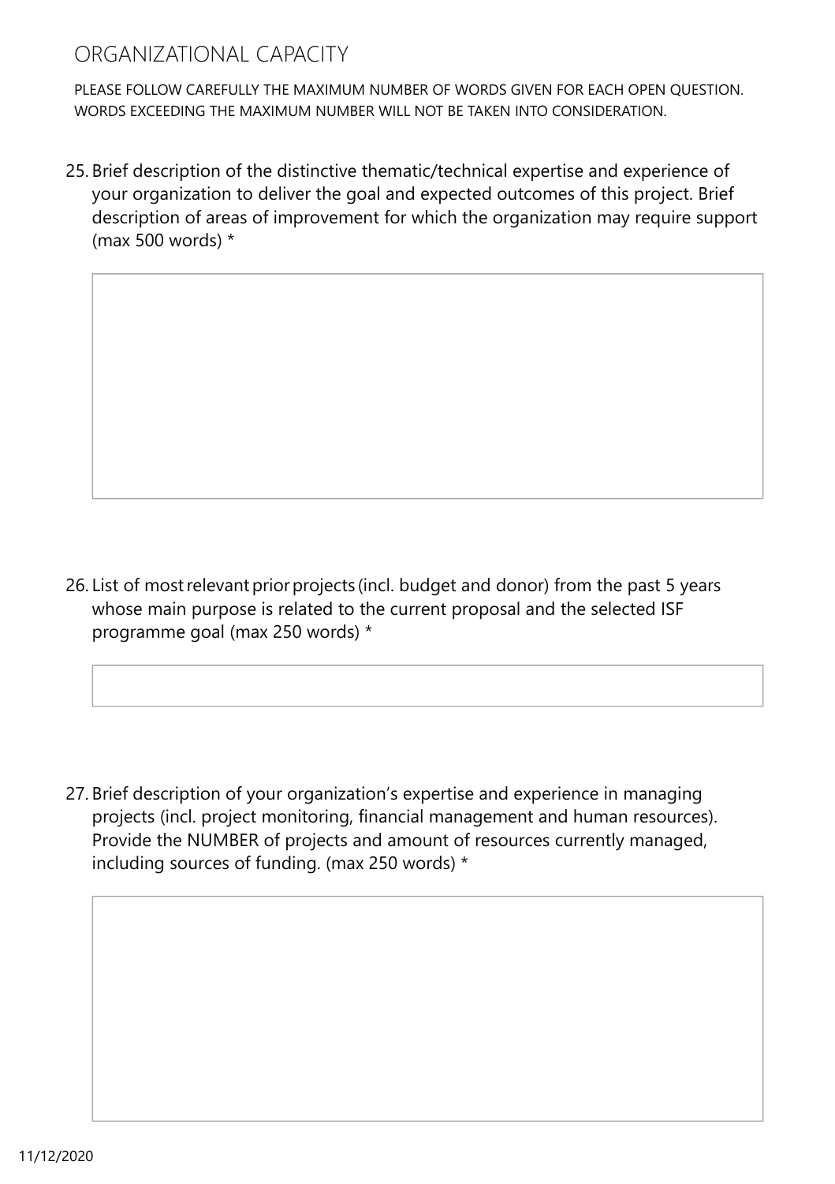## ORGANIZATIONAL CAPACITY

PLEASE FOLLOW CAREFULLY THE MAXIMUM NUMBER OF WORDS GIVEN FOR EACH OPEN QUESTION. WORDS EXCEEDING THE MAXIMUM NUMBER WILL NOT BE TAKEN INTO CONSIDERATION.

25. Brief description of the distinctive thematic/technical expertise and experience of your organization to deliver the goal and expected outcomes of this project. Brief description of areas of improvement for which the organization may require support (max 500 words) *

26. List of most relevant prior projects (incl. budget and donor) from the past 5 years whose main purpose is related to the current proposal and the selected ISF programme goal (max 250 words) *

27. Brief description of your organization's expertise and experience in managing projects (incl. project monitoring, financial management and human resources). Provide the NUMBER of projects and amount of resources currently managed, including sources of funding. (max 250 words) *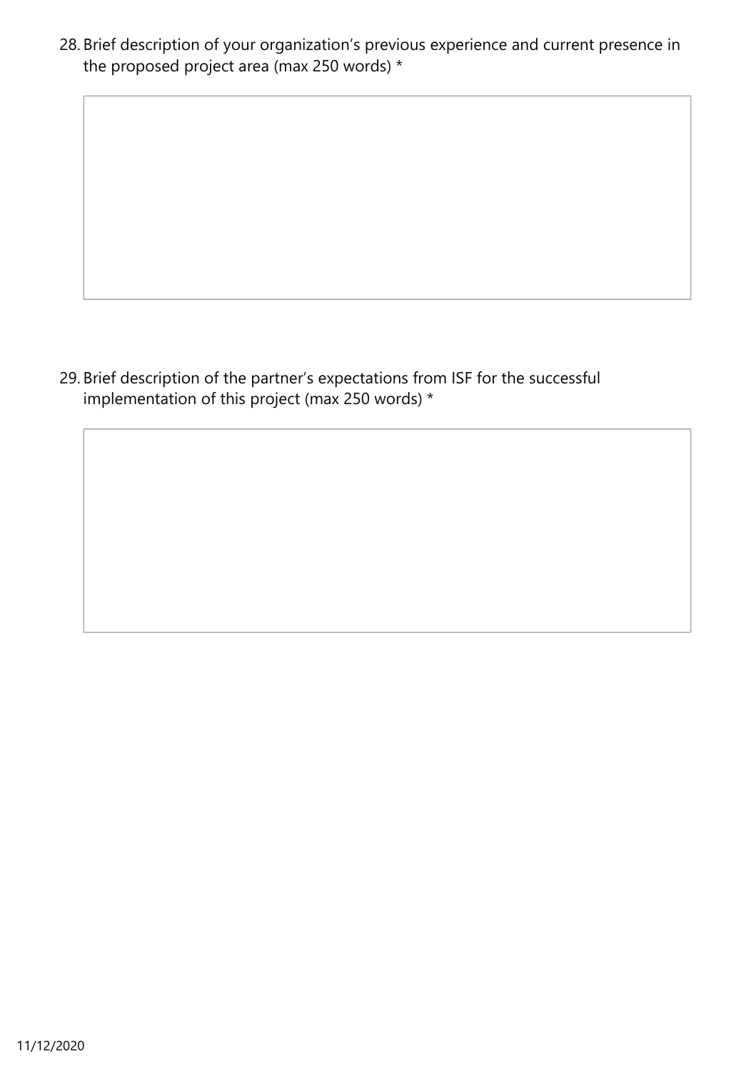28. Brief description of your organization’s previous experience and current presence in the proposed project area (max 250 words) *

29. Brief description of the partner’s expectations from ISF for the successful implementation of this project (max 250 words) *

11/12/2020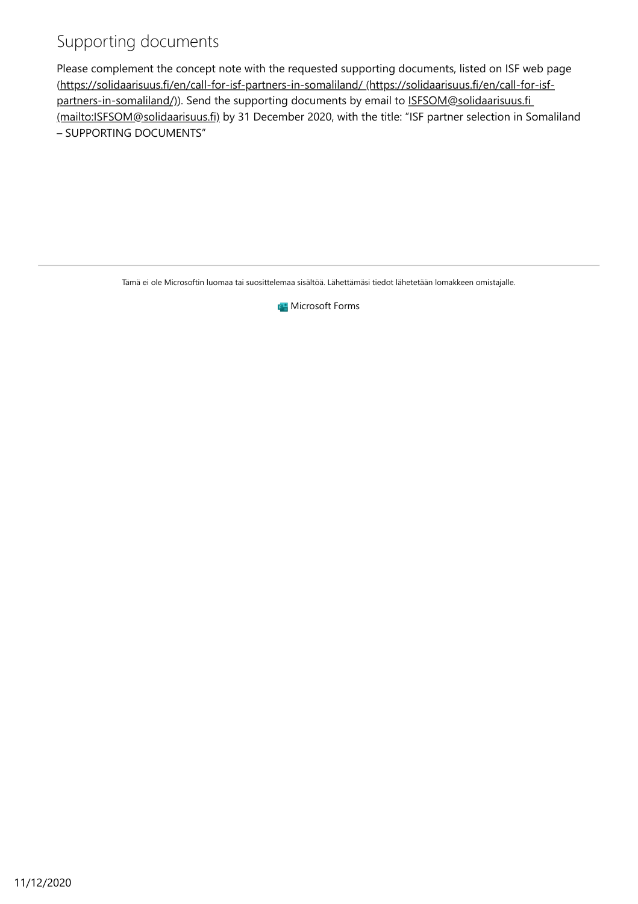## Supporting documents

Please complement the concept note with the requested supporting documents, listed on ISF web page (https://solidaarisuus.fi/en/call-for-isf-partners-in-somaliland/ (https://solidaarisuus.fi/en/call-for-isf-partners-in-somaliland/)). Send the supporting documents by email to ISFSOM@solidaarisuus.fi (mailto:ISFSOM@solidaarisuus.fi) by 31 December 2020, with the title: "ISF partner selection in Somaliland – SUPPORTING DOCUMENTS"

---

Tämä ei ole Microsoftin luomaa tai suosittelemaa sisältöä. Lähettämäsi tiedot lähetetään lomakkeen omistajalle.

Microsoft Forms